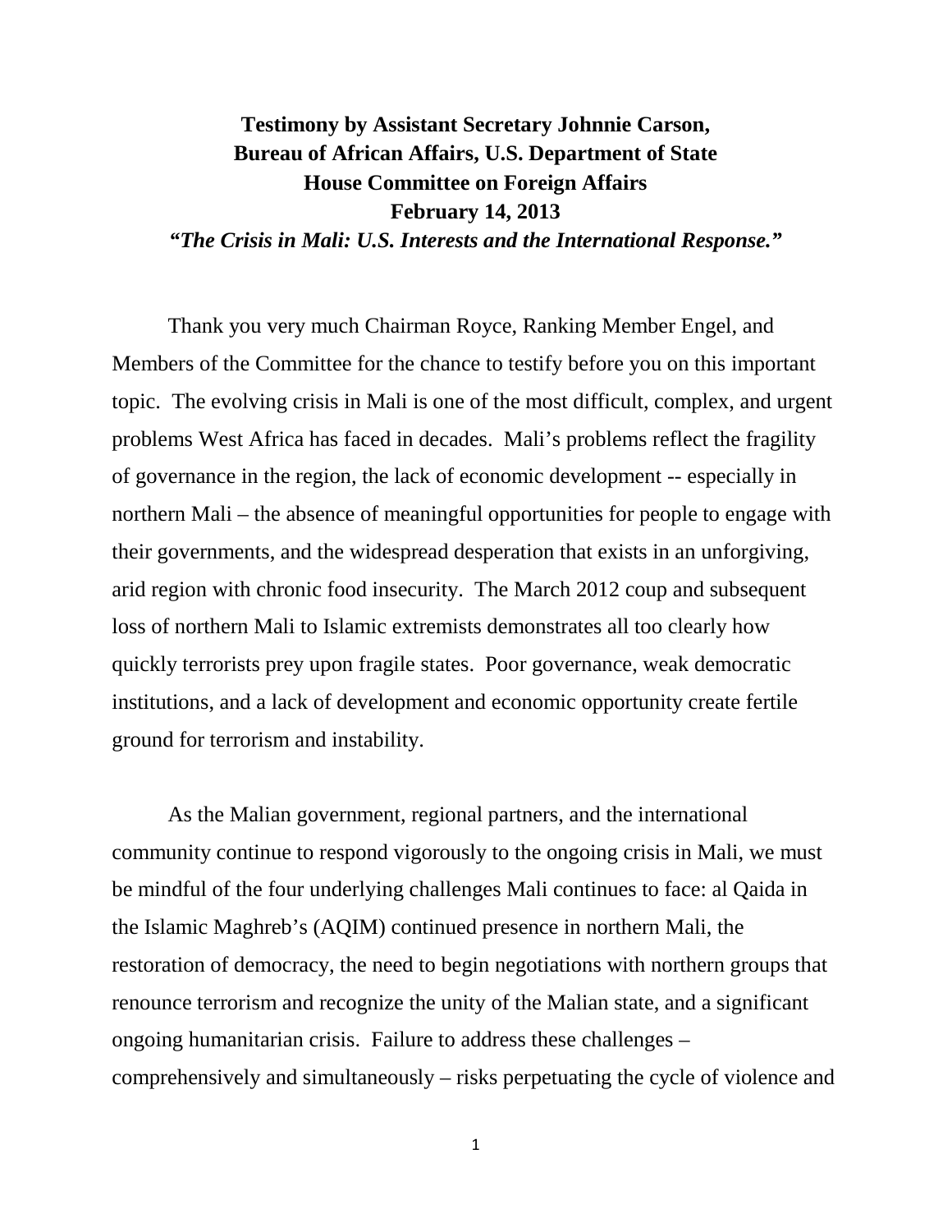# Testimony by Assistant Secretary Johnnie Carson, Bureau of African Affairs, U.S. Department of State House Committee on Foreign Affairs February 14, 2013

***"The Crisis in Mali: U.S. Interests and the International Response."***

Thank you very much Chairman Royce, Ranking Member Engel, and Members of the Committee for the chance to testify before you on this important topic. The evolving crisis in Mali is one of the most difficult, complex, and urgent problems West Africa has faced in decades. Mali's problems reflect the fragility of governance in the region, the lack of economic development -- especially in northern Mali – the absence of meaningful opportunities for people to engage with their governments, and the widespread desperation that exists in an unforgiving, arid region with chronic food insecurity. The March 2012 coup and subsequent loss of northern Mali to Islamic extremists demonstrates all too clearly how quickly terrorists prey upon fragile states. Poor governance, weak democratic institutions, and a lack of development and economic opportunity create fertile ground for terrorism and instability.

As the Malian government, regional partners, and the international community continue to respond vigorously to the ongoing crisis in Mali, we must be mindful of the four underlying challenges Mali continues to face: al Qaida in the Islamic Maghreb's (AQIM) continued presence in northern Mali, the restoration of democracy, the need to begin negotiations with northern groups that renounce terrorism and recognize the unity of the Malian state, and a significant ongoing humanitarian crisis. Failure to address these challenges – comprehensively and simultaneously – risks perpetuating the cycle of violence and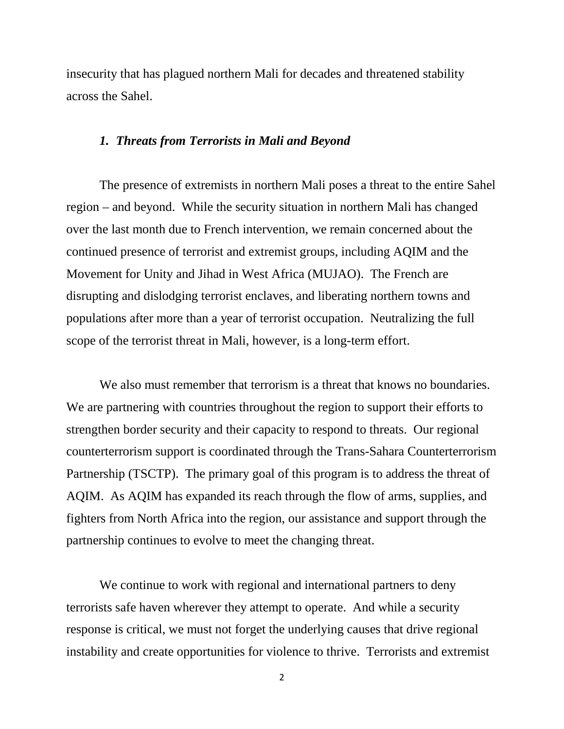insecurity that has plagued northern Mali for decades and threatened stability across the Sahel.

### *1. Threats from Terrorists in Mali and Beyond*

The presence of extremists in northern Mali poses a threat to the entire Sahel region – and beyond. While the security situation in northern Mali has changed over the last month due to French intervention, we remain concerned about the continued presence of terrorist and extremist groups, including AQIM and the Movement for Unity and Jihad in West Africa (MUJAO). The French are disrupting and dislodging terrorist enclaves, and liberating northern towns and populations after more than a year of terrorist occupation. Neutralizing the full scope of the terrorist threat in Mali, however, is a long-term effort.

We also must remember that terrorism is a threat that knows no boundaries. We are partnering with countries throughout the region to support their efforts to strengthen border security and their capacity to respond to threats. Our regional counterterrorism support is coordinated through the Trans-Sahara Counterterrorism Partnership (TSCTP). The primary goal of this program is to address the threat of AQIM. As AQIM has expanded its reach through the flow of arms, supplies, and fighters from North Africa into the region, our assistance and support through the partnership continues to evolve to meet the changing threat.

We continue to work with regional and international partners to deny terrorists safe haven wherever they attempt to operate. And while a security response is critical, we must not forget the underlying causes that drive regional instability and create opportunities for violence to thrive. Terrorists and extremist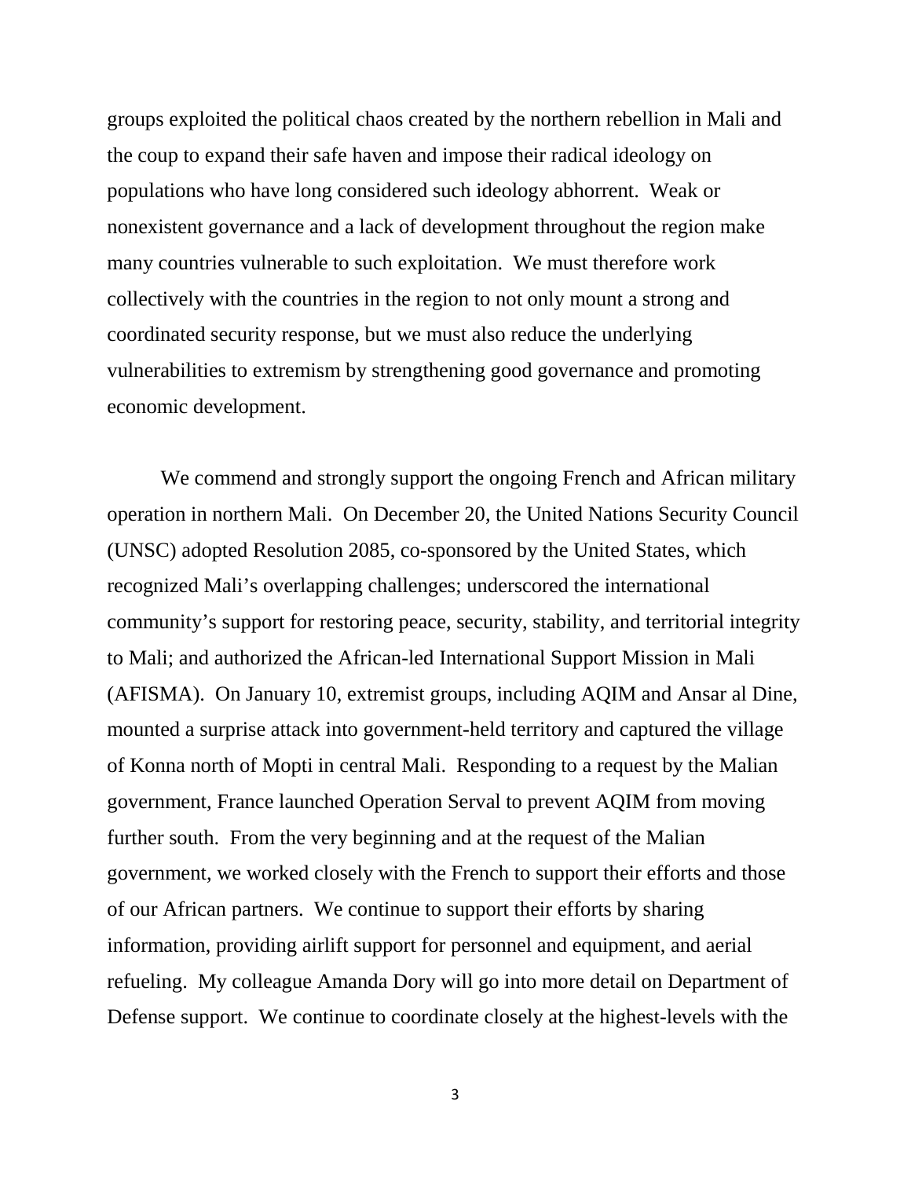groups exploited the political chaos created by the northern rebellion in Mali and the coup to expand their safe haven and impose their radical ideology on populations who have long considered such ideology abhorrent. Weak or nonexistent governance and a lack of development throughout the region make many countries vulnerable to such exploitation. We must therefore work collectively with the countries in the region to not only mount a strong and coordinated security response, but we must also reduce the underlying vulnerabilities to extremism by strengthening good governance and promoting economic development.

We commend and strongly support the ongoing French and African military operation in northern Mali. On December 20, the United Nations Security Council (UNSC) adopted Resolution 2085, co-sponsored by the United States, which recognized Mali's overlapping challenges; underscored the international community's support for restoring peace, security, stability, and territorial integrity to Mali; and authorized the African-led International Support Mission in Mali (AFISMA). On January 10, extremist groups, including AQIM and Ansar al Dine, mounted a surprise attack into government-held territory and captured the village of Konna north of Mopti in central Mali. Responding to a request by the Malian government, France launched Operation Serval to prevent AQIM from moving further south. From the very beginning and at the request of the Malian government, we worked closely with the French to support their efforts and those of our African partners. We continue to support their efforts by sharing information, providing airlift support for personnel and equipment, and aerial refueling. My colleague Amanda Dory will go into more detail on Department of Defense support. We continue to coordinate closely at the highest-levels with the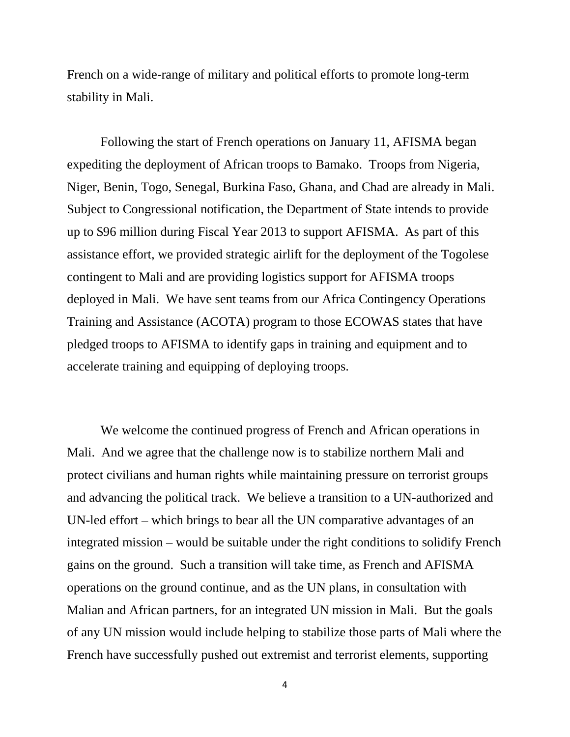French on a wide-range of military and political efforts to promote long-term stability in Mali.

Following the start of French operations on January 11, AFISMA began expediting the deployment of African troops to Bamako. Troops from Nigeria, Niger, Benin, Togo, Senegal, Burkina Faso, Ghana, and Chad are already in Mali. Subject to Congressional notification, the Department of State intends to provide up to $96 million during Fiscal Year 2013 to support AFISMA. As part of this assistance effort, we provided strategic airlift for the deployment of the Togolese contingent to Mali and are providing logistics support for AFISMA troops deployed in Mali. We have sent teams from our Africa Contingency Operations Training and Assistance (ACOTA) program to those ECOWAS states that have pledged troops to AFISMA to identify gaps in training and equipment and to accelerate training and equipping of deploying troops.

We welcome the continued progress of French and African operations in Mali. And we agree that the challenge now is to stabilize northern Mali and protect civilians and human rights while maintaining pressure on terrorist groups and advancing the political track. We believe a transition to a UN-authorized and UN-led effort – which brings to bear all the UN comparative advantages of an integrated mission – would be suitable under the right conditions to solidify French gains on the ground. Such a transition will take time, as French and AFISMA operations on the ground continue, and as the UN plans, in consultation with Malian and African partners, for an integrated UN mission in Mali. But the goals of any UN mission would include helping to stabilize those parts of Mali where the French have successfully pushed out extremist and terrorist elements, supporting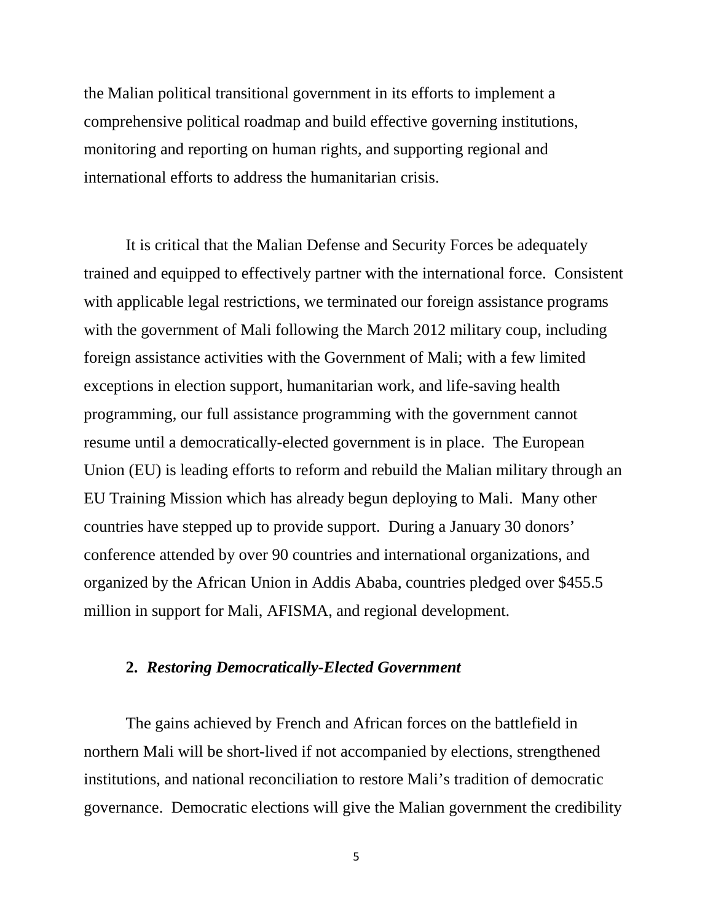the Malian political transitional government in its efforts to implement a comprehensive political roadmap and build effective governing institutions, monitoring and reporting on human rights, and supporting regional and international efforts to address the humanitarian crisis.

It is critical that the Malian Defense and Security Forces be adequately trained and equipped to effectively partner with the international force. Consistent with applicable legal restrictions, we terminated our foreign assistance programs with the government of Mali following the March 2012 military coup, including foreign assistance activities with the Government of Mali; with a few limited exceptions in election support, humanitarian work, and life-saving health programming, our full assistance programming with the government cannot resume until a democratically-elected government is in place. The European Union (EU) is leading efforts to reform and rebuild the Malian military through an EU Training Mission which has already begun deploying to Mali. Many other countries have stepped up to provide support. During a January 30 donors' conference attended by over 90 countries and international organizations, and organized by the African Union in Addis Ababa, countries pledged over $455.5 million in support for Mali, AFISMA, and regional development.

**2. *Restoring Democratically-Elected Government***

The gains achieved by French and African forces on the battlefield in northern Mali will be short-lived if not accompanied by elections, strengthened institutions, and national reconciliation to restore Mali's tradition of democratic governance. Democratic elections will give the Malian government the credibility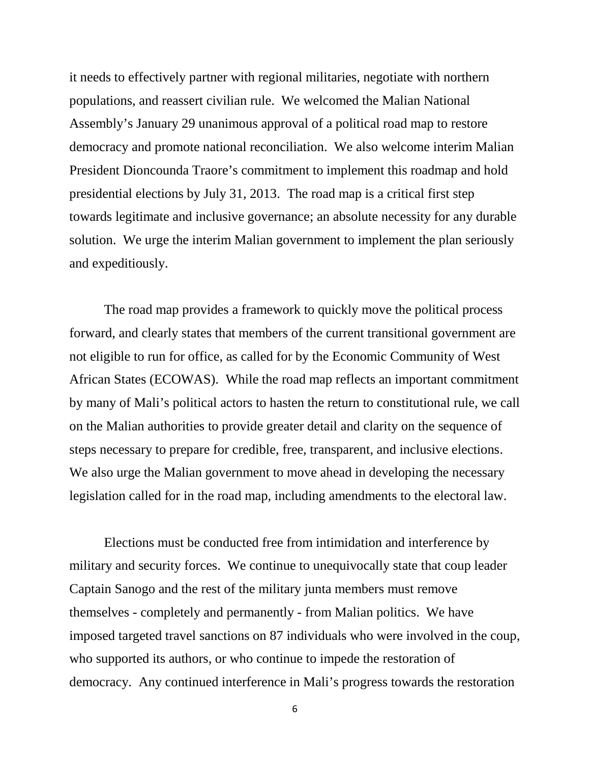it needs to effectively partner with regional militaries, negotiate with northern populations, and reassert civilian rule. We welcomed the Malian National Assembly's January 29 unanimous approval of a political road map to restore democracy and promote national reconciliation. We also welcome interim Malian President Dioncounda Traore's commitment to implement this roadmap and hold presidential elections by July 31, 2013. The road map is a critical first step towards legitimate and inclusive governance; an absolute necessity for any durable solution. We urge the interim Malian government to implement the plan seriously and expeditiously.

The road map provides a framework to quickly move the political process forward, and clearly states that members of the current transitional government are not eligible to run for office, as called for by the Economic Community of West African States (ECOWAS). While the road map reflects an important commitment by many of Mali's political actors to hasten the return to constitutional rule, we call on the Malian authorities to provide greater detail and clarity on the sequence of steps necessary to prepare for credible, free, transparent, and inclusive elections. We also urge the Malian government to move ahead in developing the necessary legislation called for in the road map, including amendments to the electoral law.

Elections must be conducted free from intimidation and interference by military and security forces. We continue to unequivocally state that coup leader Captain Sanogo and the rest of the military junta members must remove themselves - completely and permanently - from Malian politics. We have imposed targeted travel sanctions on 87 individuals who were involved in the coup, who supported its authors, or who continue to impede the restoration of democracy. Any continued interference in Mali's progress towards the restoration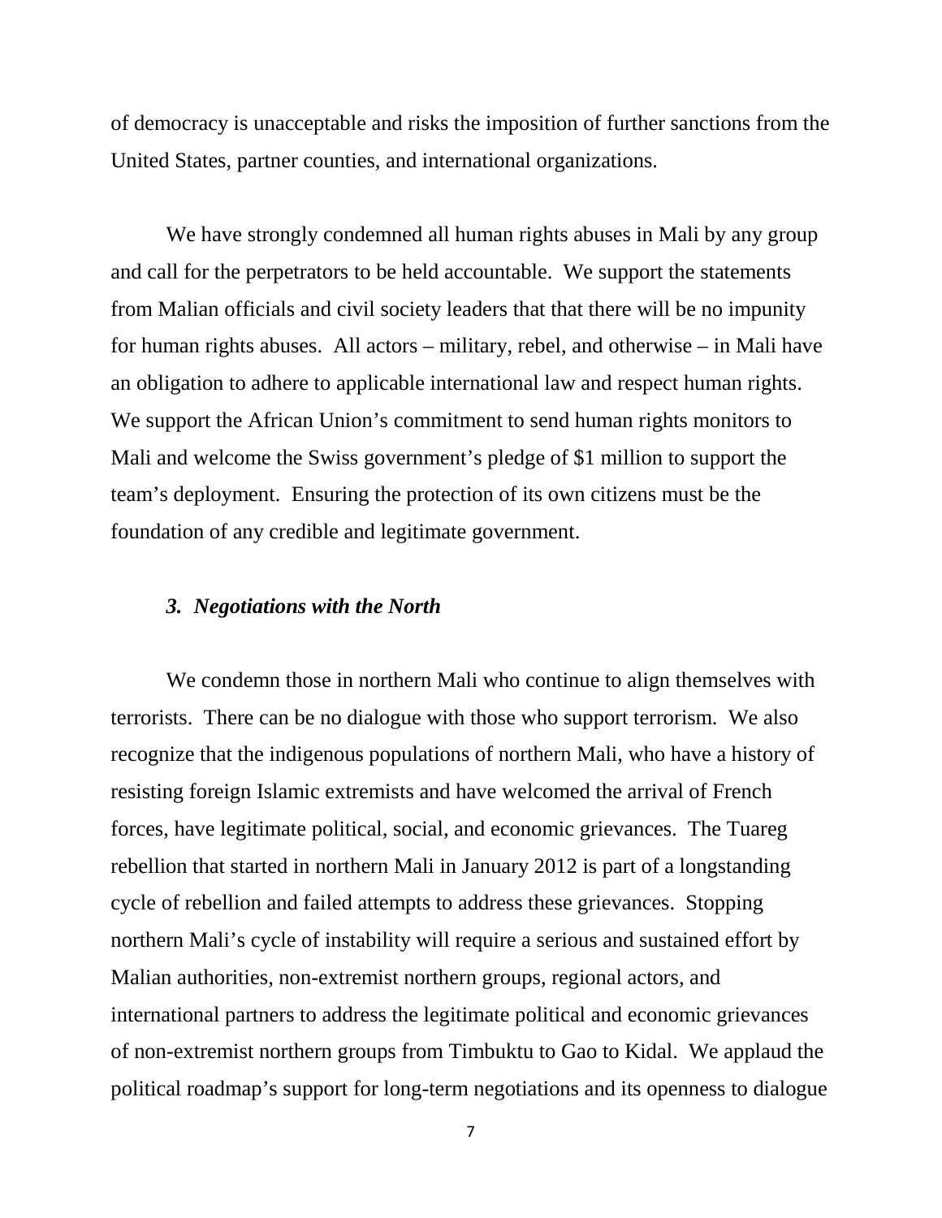of democracy is unacceptable and risks the imposition of further sanctions from the United States, partner counties, and international organizations.

We have strongly condemned all human rights abuses in Mali by any group and call for the perpetrators to be held accountable. We support the statements from Malian officials and civil society leaders that that there will be no impunity for human rights abuses. All actors – military, rebel, and otherwise – in Mali have an obligation to adhere to applicable international law and respect human rights. We support the African Union's commitment to send human rights monitors to Mali and welcome the Swiss government's pledge of $1 million to support the team's deployment. Ensuring the protection of its own citizens must be the foundation of any credible and legitimate government.

### *3. Negotiations with the North*

We condemn those in northern Mali who continue to align themselves with terrorists. There can be no dialogue with those who support terrorism. We also recognize that the indigenous populations of northern Mali, who have a history of resisting foreign Islamic extremists and have welcomed the arrival of French forces, have legitimate political, social, and economic grievances. The Tuareg rebellion that started in northern Mali in January 2012 is part of a longstanding cycle of rebellion and failed attempts to address these grievances. Stopping northern Mali's cycle of instability will require a serious and sustained effort by Malian authorities, non-extremist northern groups, regional actors, and international partners to address the legitimate political and economic grievances of non-extremist northern groups from Timbuktu to Gao to Kidal. We applaud the political roadmap's support for long-term negotiations and its openness to dialogue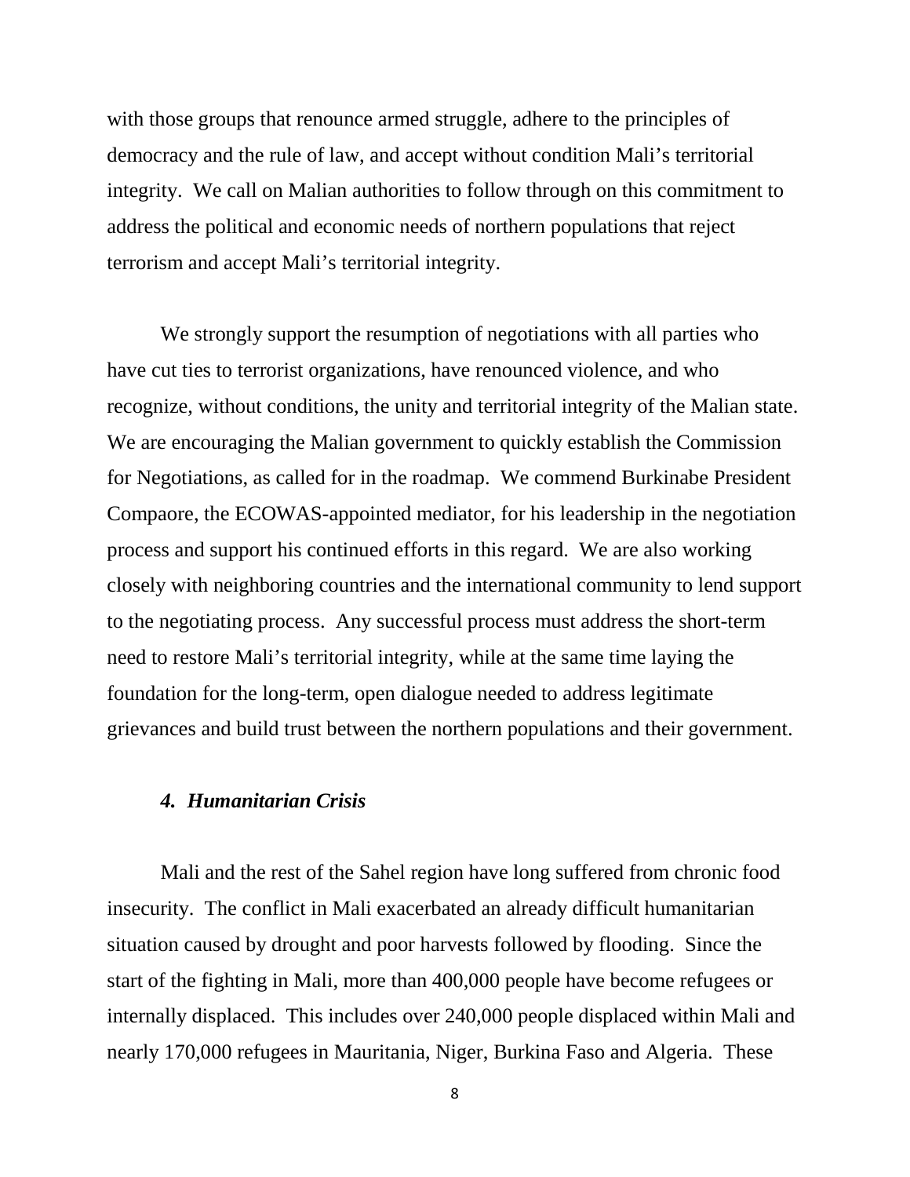with those groups that renounce armed struggle, adhere to the principles of democracy and the rule of law, and accept without condition Mali's territorial integrity. We call on Malian authorities to follow through on this commitment to address the political and economic needs of northern populations that reject terrorism and accept Mali's territorial integrity.

We strongly support the resumption of negotiations with all parties who have cut ties to terrorist organizations, have renounced violence, and who recognize, without conditions, the unity and territorial integrity of the Malian state. We are encouraging the Malian government to quickly establish the Commission for Negotiations, as called for in the roadmap. We commend Burkinabe President Compaore, the ECOWAS-appointed mediator, for his leadership in the negotiation process and support his continued efforts in this regard. We are also working closely with neighboring countries and the international community to lend support to the negotiating process. Any successful process must address the short-term need to restore Mali's territorial integrity, while at the same time laying the foundation for the long-term, open dialogue needed to address legitimate grievances and build trust between the northern populations and their government.

### *4. Humanitarian Crisis*

Mali and the rest of the Sahel region have long suffered from chronic food insecurity. The conflict in Mali exacerbated an already difficult humanitarian situation caused by drought and poor harvests followed by flooding. Since the start of the fighting in Mali, more than 400,000 people have become refugees or internally displaced. This includes over 240,000 people displaced within Mali and nearly 170,000 refugees in Mauritania, Niger, Burkina Faso and Algeria. These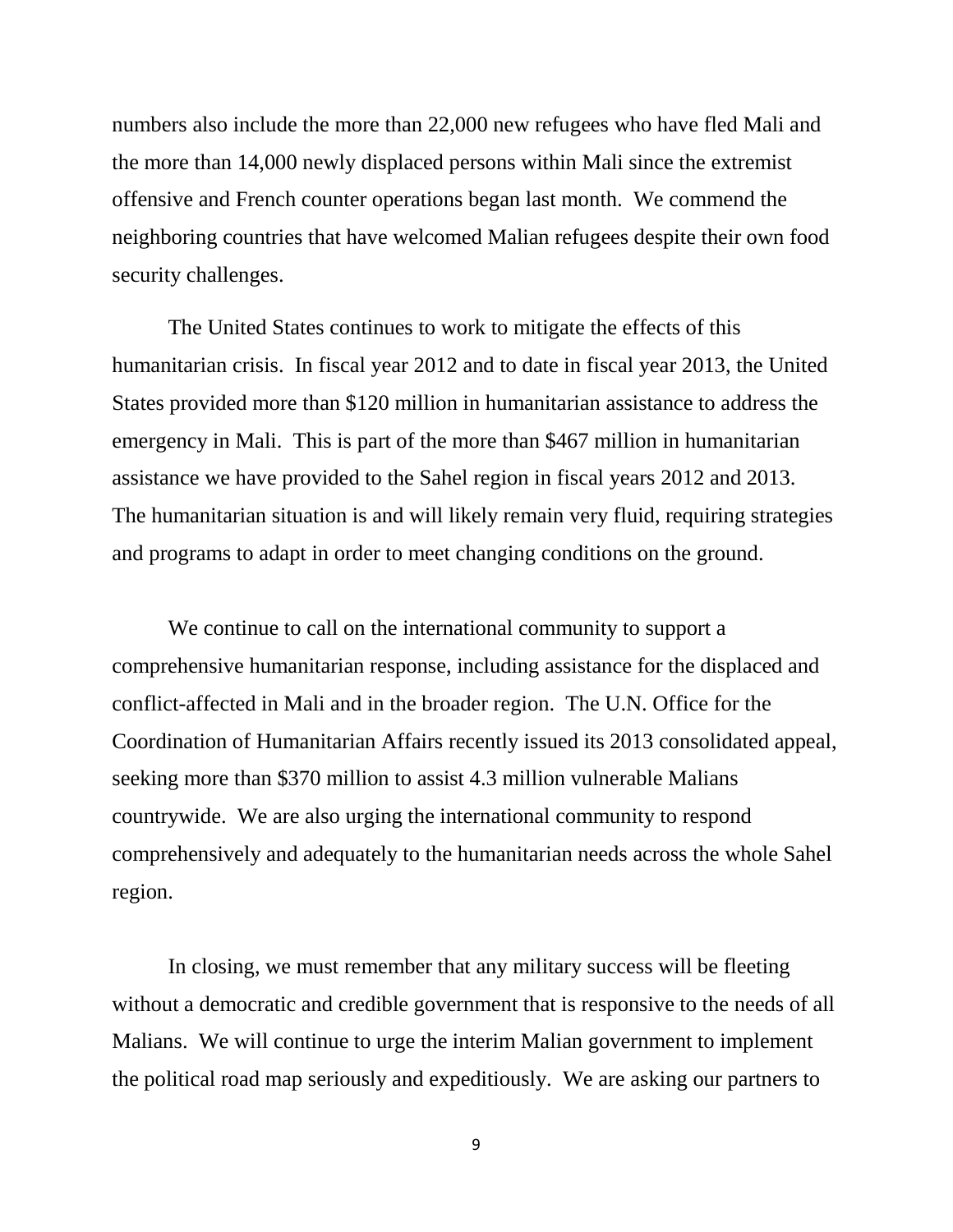numbers also include the more than 22,000 new refugees who have fled Mali and the more than 14,000 newly displaced persons within Mali since the extremist offensive and French counter operations began last month. We commend the neighboring countries that have welcomed Malian refugees despite their own food security challenges.

The United States continues to work to mitigate the effects of this humanitarian crisis. In fiscal year 2012 and to date in fiscal year 2013, the United States provided more than $120 million in humanitarian assistance to address the emergency in Mali. This is part of the more than $467 million in humanitarian assistance we have provided to the Sahel region in fiscal years 2012 and 2013. The humanitarian situation is and will likely remain very fluid, requiring strategies and programs to adapt in order to meet changing conditions on the ground.

We continue to call on the international community to support a comprehensive humanitarian response, including assistance for the displaced and conflict-affected in Mali and in the broader region. The U.N. Office for the Coordination of Humanitarian Affairs recently issued its 2013 consolidated appeal, seeking more than $370 million to assist 4.3 million vulnerable Malians countrywide. We are also urging the international community to respond comprehensively and adequately to the humanitarian needs across the whole Sahel region.

In closing, we must remember that any military success will be fleeting without a democratic and credible government that is responsive to the needs of all Malians. We will continue to urge the interim Malian government to implement the political road map seriously and expeditiously. We are asking our partners to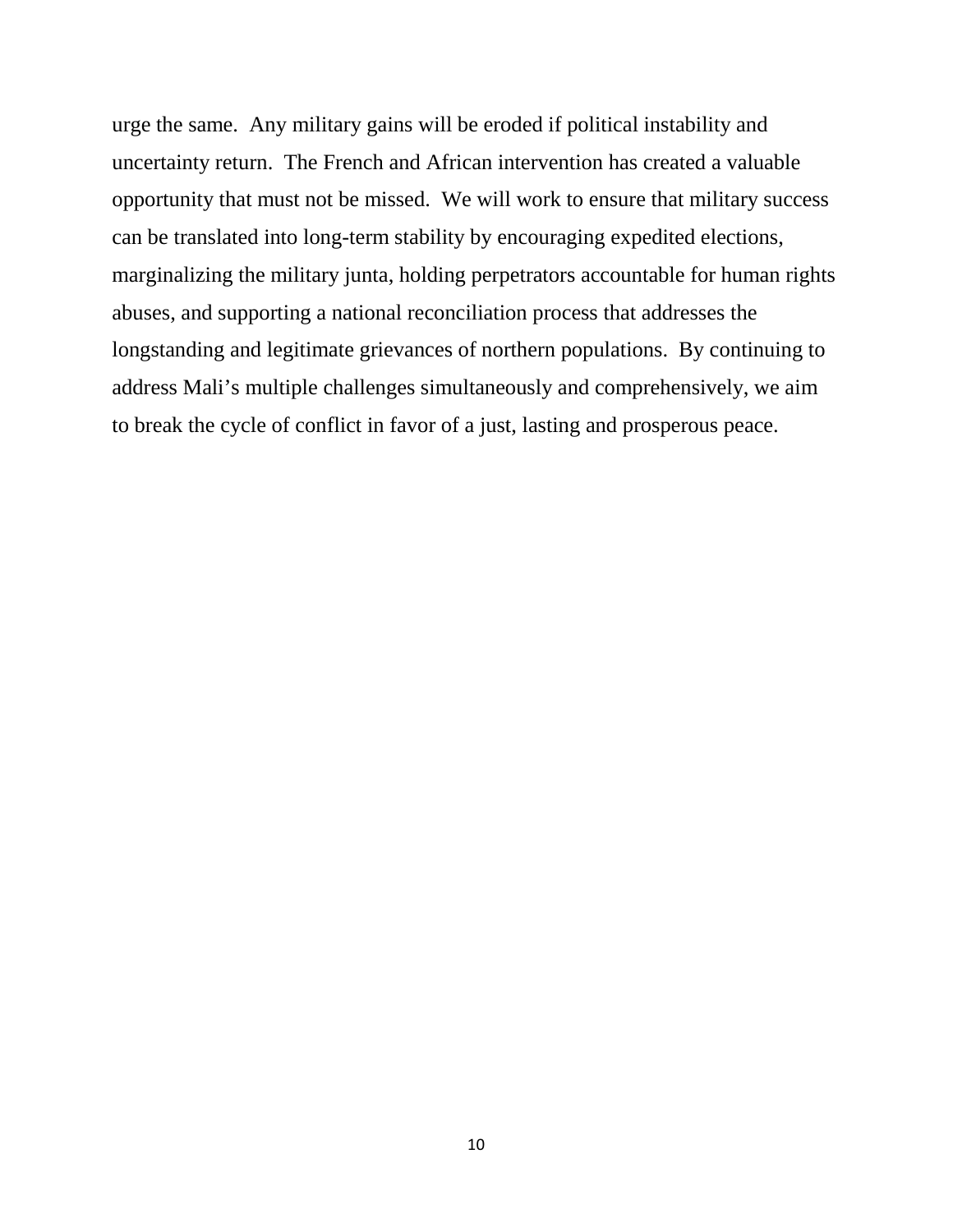urge the same. Any military gains will be eroded if political instability and uncertainty return. The French and African intervention has created a valuable opportunity that must not be missed. We will work to ensure that military success can be translated into long-term stability by encouraging expedited elections, marginalizing the military junta, holding perpetrators accountable for human rights abuses, and supporting a national reconciliation process that addresses the longstanding and legitimate grievances of northern populations. By continuing to address Mali's multiple challenges simultaneously and comprehensively, we aim to break the cycle of conflict in favor of a just, lasting and prosperous peace.